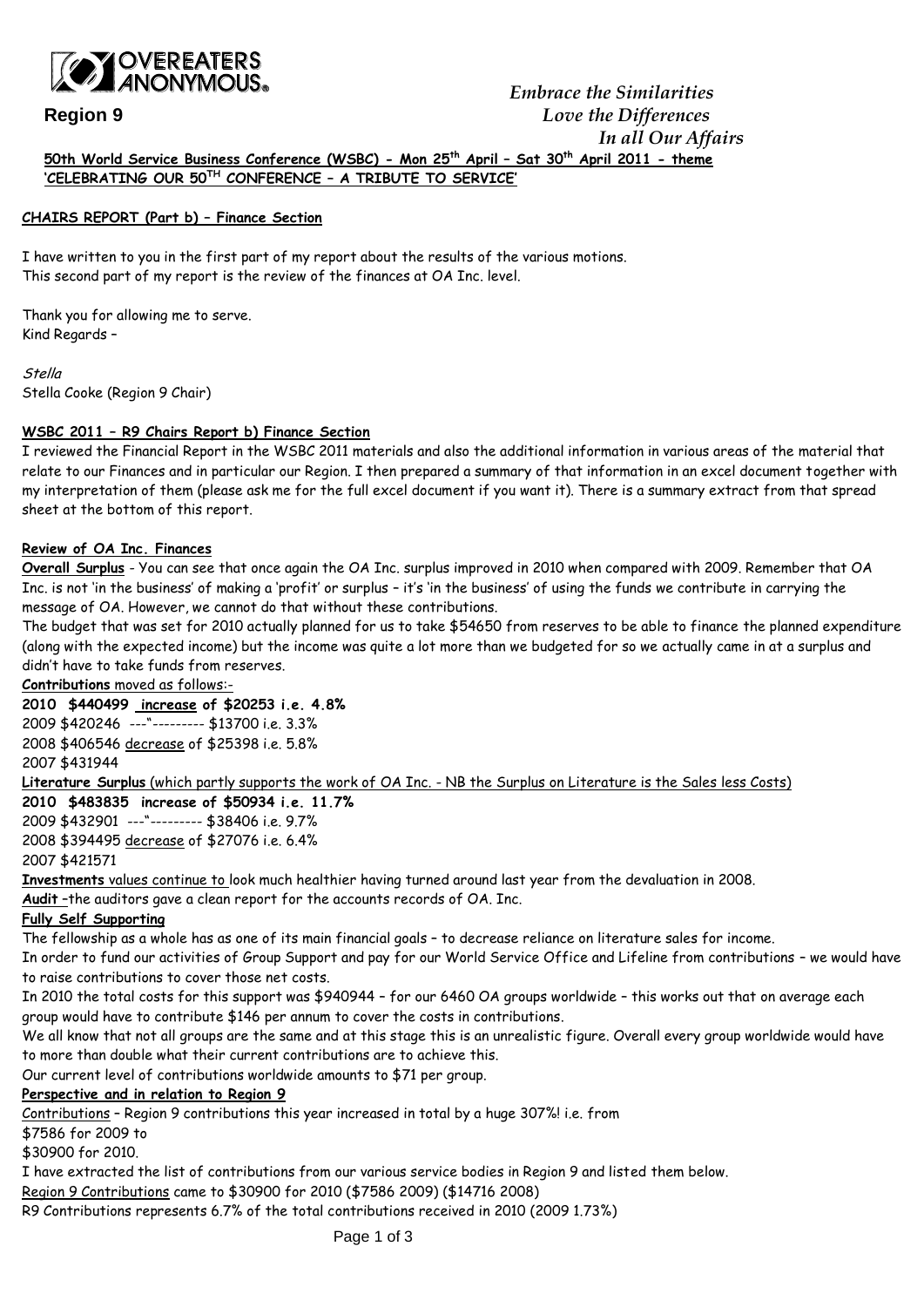**OVEREATERS ANONYMOUS®**

**Region 9**

*Embrace the Similarities*
*Love the Differences*
*In all Our Affairs*

**50th World Service Business Conference (WSBC) - Mon 25th April – Sat 30th April 2011 - theme 'CELEBRATING OUR 50TH CONFERENCE – A TRIBUTE TO SERVICE'**

**CHAIRS REPORT (Part b) – Finance Section**

I have written to you in the first part of my report about the results of the various motions.
This second part of my report is the review of the finances at OA Inc. level.

Thank you for allowing me to serve.
Kind Regards –

*Stella*
Stella Cooke (Region 9 Chair)

**WSBC 2011 – R9 Chairs Report b) Finance Section**

I reviewed the Financial Report in the WSBC 2011 materials and also the additional information in various areas of the material that relate to our Finances and in particular our Region. I then prepared a summary of that information in an excel document together with my interpretation of them (please ask me for the full excel document if you want it). There is a summary extract from that spread sheet at the bottom of this report.

**Review of OA Inc. Finances**

**Overall Surplus** - You can see that once again the OA Inc. surplus improved in 2010 when compared with 2009. Remember that OA Inc. is not 'in the business' of making a 'profit' or surplus – it's 'in the business' of using the funds we contribute in carrying the message of OA. However, we cannot do that without these contributions.

The budget that was set for 2010 actually planned for us to take $54650 from reserves to be able to finance the planned expenditure (along with the expected income) but the income was quite a lot more than we budgeted for so we actually came in at a surplus and didn't have to take funds from reserves.

**Contributions** moved as follows:-

**2010 $440499 increase of $20253 i.e. 4.8%**
2009 $420246 ---"--------- $13700 i.e. 3.3%
2008 $406546 decrease of $25398 i.e. 5.8%
2007 $431944

**Literature Surplus** (which partly supports the work of OA Inc. - NB the Surplus on Literature is the Sales less Costs)

**2010 $483835 increase of $50934 i.e. 11.7%**
2009 $432901 ---"--------- $38406 i.e. 9.7%
2008 $394495 decrease of $27076 i.e. 6.4%
2007 $421571

**Investments** values continue to look much healthier having turned around last year from the devaluation in 2008.

**Audit** –the auditors gave a clean report for the accounts records of OA. Inc.

**Fully Self Supporting**

The fellowship as a whole has as one of its main financial goals – to decrease reliance on literature sales for income.

In order to fund our activities of Group Support and pay for our World Service Office and Lifeline from contributions – we would have to raise contributions to cover those net costs.

In 2010 the total costs for this support was $940944 – for our 6460 OA groups worldwide – this works out that on average each group would have to contribute $146 per annum to cover the costs in contributions.

We all know that not all groups are the same and at this stage this is an unrealistic figure. Overall every group worldwide would have to more than double what their current contributions are to achieve this.

Our current level of contributions worldwide amounts to $71 per group.

**Perspective and in relation to Region 9**

Contributions – Region 9 contributions this year increased in total by a huge 307%! i.e. from
$7586 for 2009 to
$30900 for 2010.

I have extracted the list of contributions from our various service bodies in Region 9 and listed them below.

Region 9 Contributions came to $30900 for 2010 ($7586 2009) ($14716 2008)

R9 Contributions represents 6.7% of the total contributions received in 2010 (2009 1.73%)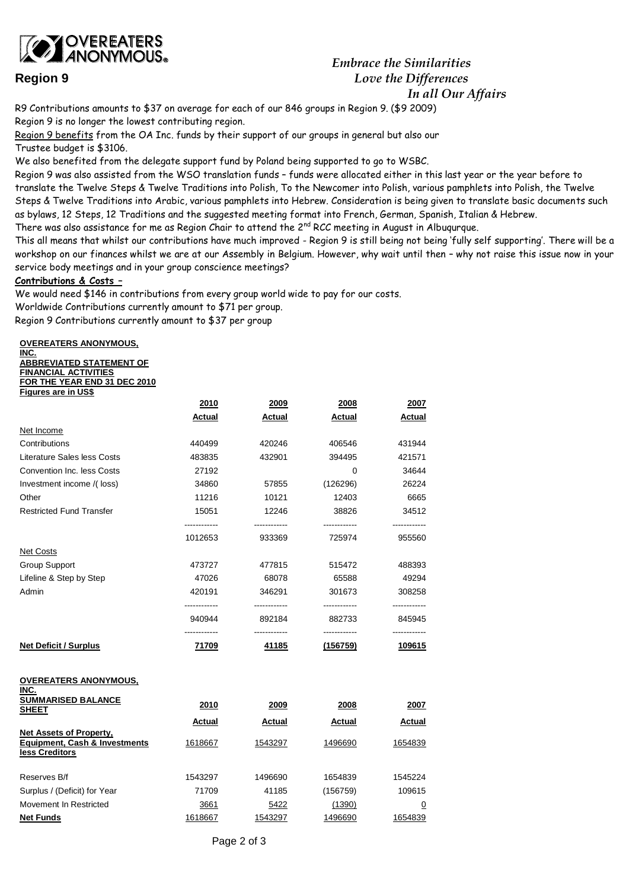**OVEREATERS ANONYMOUS.**

**Region 9**

*Embrace the Similarities*
*Love the Differences*
*In all Our Affairs*

R9 Contributions amounts to $37 on average for each of our 846 groups in Region 9. ($9 2009)
Region 9 is no longer the lowest contributing region.
Region 9 benefits from the OA Inc. funds by their support of our groups in general but also our
Trustee budget is $3106.
We also benefited from the delegate support fund by Poland being supported to go to WSBC.
Region 9 was also assisted from the WSO translation funds – funds were allocated either in this last year or the year before to translate the Twelve Steps & Twelve Traditions into Polish, To the Newcomer into Polish, various pamphlets into Polish, the Twelve Steps & Twelve Traditions into Arabic, various pamphlets into Hebrew. Consideration is being given to translate basic documents such as bylaws, 12 Steps, 12 Traditions and the suggested meeting format into French, German, Spanish, Italian & Hebrew.
There was also assistance for me as Region Chair to attend the 2nd RCC meeting in August in Albuqurque.
This all means that whilst our contributions have much improved - Region 9 is still being not being 'fully self supporting'. There will be a workshop on our finances whilst we are at our Assembly in Belgium. However, why wait until then – why not raise this issue now in your service body meetings and in your group conscience meetings?

***Contributions & Costs –***

We would need $146 in contributions from every group world wide to pay for our costs.
Worldwide Contributions currently amount to $71 per group.
Region 9 Contributions currently amount to $37 per group

**OVEREATERS ANONYMOUS, INC.**
**ABBREVIATED STATEMENT OF FINANCIAL ACTIVITIES**
**FOR THE YEAR END 31 DEC 2010**
**Figures are in US$**

| | 2010 Actual | 2009 Actual | 2008 Actual | 2007 Actual |
|---|---|---|---|---|
| Net Income | | | | |
| Contributions | 440499 | 420246 | 406546 | 431944 |
| Literature Sales less Costs | 483835 | 432901 | 394495 | 421571 |
| Convention Inc. less Costs | 27192 | | 0 | 34644 |
| Investment income /( loss) | 34860 | 57855 | (126296) | 26224 |
| Other | 11216 | 10121 | 12403 | 6665 |
| Restricted Fund Transfer | 15051 | 12246 | 38826 | 34512 |
| | 1012653 | 933369 | 725974 | 955560 |
| Net Costs | | | | |
| Group Support | 473727 | 477815 | 515472 | 488393 |
| Lifeline & Step by Step | 47026 | 68078 | 65588 | 49294 |
| Admin | 420191 | 346291 | 301673 | 308258 |
| | 940944 | 892184 | 882733 | 845945 |
| **Net Deficit / Surplus** | **71709** | **41185** | **(156759)** | **109615** |

**OVEREATERS ANONYMOUS, INC.**
**SUMMARISED BALANCE SHEET**

| | 2010 Actual | 2009 Actual | 2008 Actual | 2007 Actual |
|---|---|---|---|---|
| **Net Assets of Property, Equipment, Cash & Investments less Creditors** | 1618667 | 1543297 | 1496690 | 1654839 |
| Reserves B/f | 1543297 | 1496690 | 1654839 | 1545224 |
| Surplus / (Deficit) for Year | 71709 | 41185 | (156759) | 109615 |
| Movement In Restricted | 3661 | 5422 | (1390) | 0 |
| **Net Funds** | 1618667 | 1543297 | 1496690 | 1654839 |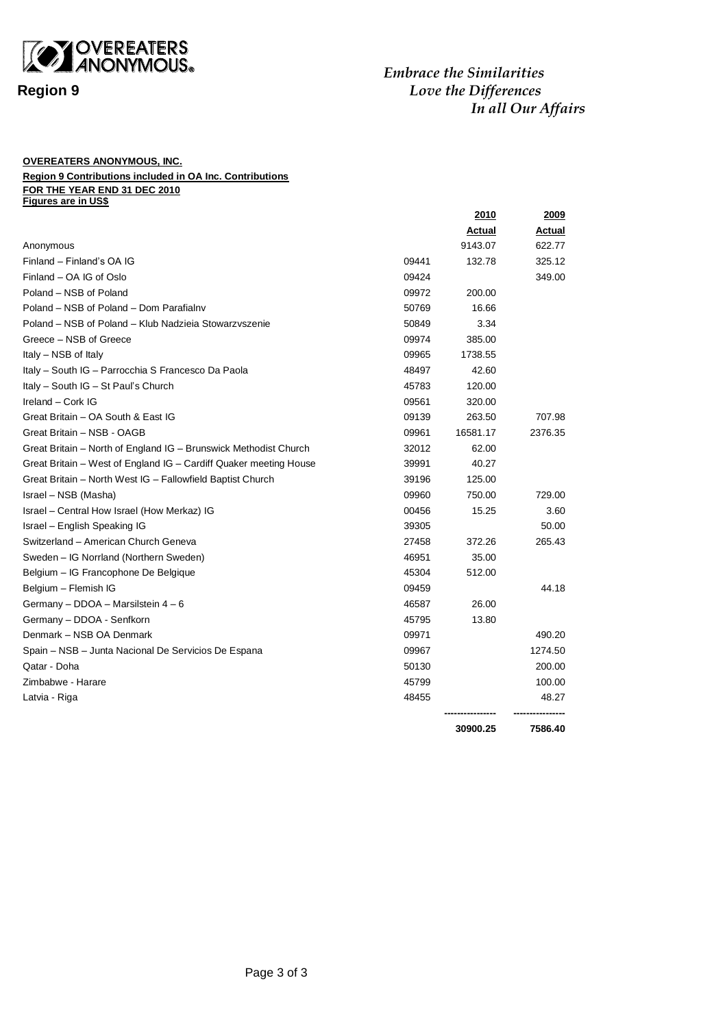OVEREATERS ANONYMOUS®

**Region 9**

*Embrace the Similarities*
*Love the Differences*
*In all Our Affairs*

**OVEREATERS ANONYMOUS, INC.**
**Region 9 Contributions included in OA Inc. Contributions**
**FOR THE YEAR END 31 DEC 2010**
**Figures are in US$**

| | | 2010 Actual | 2009 Actual |
|---|---|---|---|
| Anonymous | | 9143.07 | 622.77 |
| Finland – Finland's OA IG | 09441 | 132.78 | 325.12 |
| Finland – OA IG of Oslo | 09424 | | 349.00 |
| Poland – NSB of Poland | 09972 | 200.00 | |
| Poland – NSB of Poland – Dom Parafialnv | 50769 | 16.66 | |
| Poland – NSB of Poland – Klub Nadzieia Stowarzvszenie | 50849 | 3.34 | |
| Greece – NSB of Greece | 09974 | 385.00 | |
| Italy – NSB of Italy | 09965 | 1738.55 | |
| Italy – South IG – Parrocchia S Francesco Da Paola | 48497 | 42.60 | |
| Italy – South IG – St Paul's Church | 45783 | 120.00 | |
| Ireland – Cork IG | 09561 | 320.00 | |
| Great Britain – OA South & East IG | 09139 | 263.50 | 707.98 |
| Great Britain – NSB - OAGB | 09961 | 16581.17 | 2376.35 |
| Great Britain – North of England IG – Brunswick Methodist Church | 32012 | 62.00 | |
| Great Britain – West of England IG – Cardiff Quaker meeting House | 39991 | 40.27 | |
| Great Britain – North West IG – Fallowfield Baptist Church | 39196 | 125.00 | |
| Israel – NSB (Masha) | 09960 | 750.00 | 729.00 |
| Israel – Central How Israel (How Merkaz) IG | 00456 | 15.25 | 3.60 |
| Israel – English Speaking IG | 39305 | | 50.00 |
| Switzerland – American Church Geneva | 27458 | 372.26 | 265.43 |
| Sweden – IG Norrland (Northern Sweden) | 46951 | 35.00 | |
| Belgium – IG Francophone De Belgique | 45304 | 512.00 | |
| Belgium – Flemish IG | 09459 | | 44.18 |
| Germany – DDOA – Marsilstein 4 – 6 | 46587 | 26.00 | |
| Germany – DDOA - Senfkorn | 45795 | 13.80 | |
| Denmark – NSB OA Denmark | 09971 | | 490.20 |
| Spain – NSB – Junta Nacional De Servicios De Espana | 09967 | | 1274.50 |
| Qatar - Doha | 50130 | | 200.00 |
| Zimbabwe - Harare | 45799 | | 100.00 |
| Latvia - Riga | 48455 | | 48.27 |
| | | **30900.25** | **7586.40** |